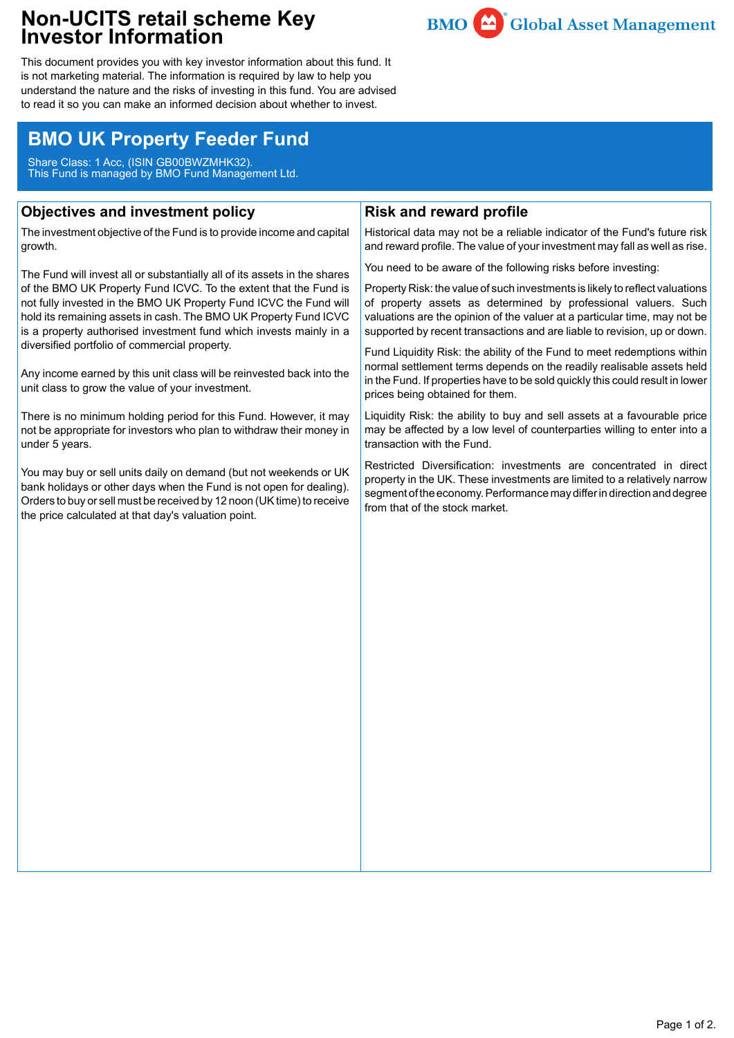# Non-UCITS retail scheme Key Investor Information

BMO Global Asset Management

This document provides you with key investor information about this fund. It is not marketing material. The information is required by law to help you understand the nature and the risks of investing in this fund. You are advised to read it so you can make an informed decision about whether to invest.

## BMO UK Property Feeder Fund

Share Class: 1 Acc, (ISIN GB00BWZMHK32).
This Fund is managed by BMO Fund Management Ltd.

## Objectives and investment policy

The investment objective of the Fund is to provide income and capital growth.

The Fund will invest all or substantially all of its assets in the shares of the BMO UK Property Fund ICVC. To the extent that the Fund is not fully invested in the BMO UK Property Fund ICVC the Fund will hold its remaining assets in cash. The BMO UK Property Fund ICVC is a property authorised investment fund which invests mainly in a diversified portfolio of commercial property.

Any income earned by this unit class will be reinvested back into the unit class to grow the value of your investment.

There is no minimum holding period for this Fund. However, it may not be appropriate for investors who plan to withdraw their money in under 5 years.

You may buy or sell units daily on demand (but not weekends or UK bank holidays or other days when the Fund is not open for dealing). Orders to buy or sell must be received by 12 noon (UK time) to receive the price calculated at that day's valuation point.

## Risk and reward profile

Historical data may not be a reliable indicator of the Fund's future risk and reward profile. The value of your investment may fall as well as rise.

You need to be aware of the following risks before investing:

Property Risk: the value of such investments is likely to reflect valuations of property assets as determined by professional valuers. Such valuations are the opinion of the valuer at a particular time, may not be supported by recent transactions and are liable to revision, up or down.

Fund Liquidity Risk: the ability of the Fund to meet redemptions within normal settlement terms depends on the readily realisable assets held in the Fund. If properties have to be sold quickly this could result in lower prices being obtained for them.

Liquidity Risk: the ability to buy and sell assets at a favourable price may be affected by a low level of counterparties willing to enter into a transaction with the Fund.

Restricted Diversification: investments are concentrated in direct property in the UK. These investments are limited to a relatively narrow segment of the economy. Performance may differ in direction and degree from that of the stock market.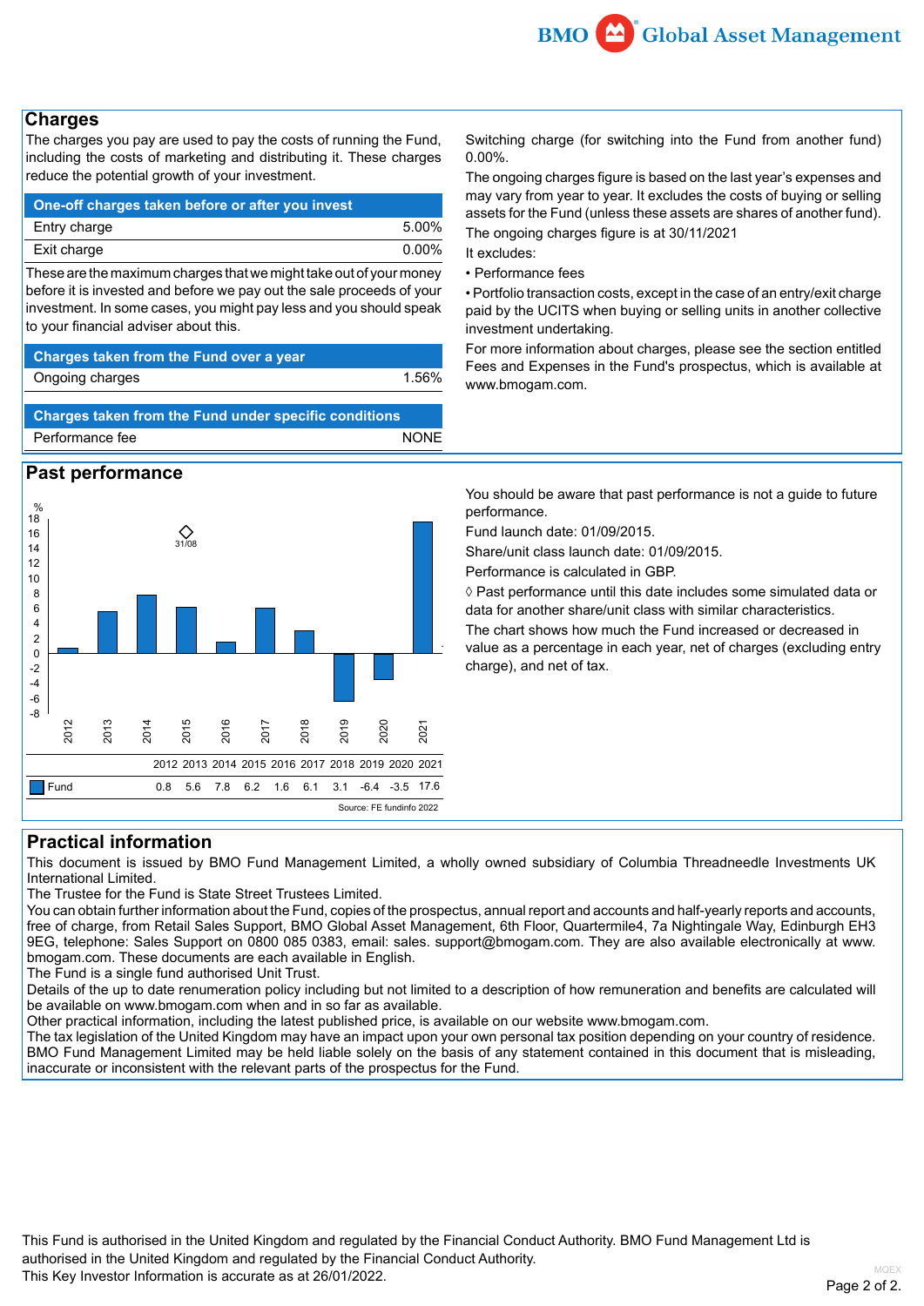## Charges

The charges you pay are used to pay the costs of running the Fund, including the costs of marketing and distributing it. These charges reduce the potential growth of your investment.

| One-off charges taken before or after you invest | |
|---|---|
| Entry charge | 5.00% |
| Exit charge | 0.00% |

These are the maximum charges that we might take out of your money before it is invested and before we pay out the sale proceeds of your investment. In some cases, you might pay less and you should speak to your financial adviser about this.

| Charges taken from the Fund over a year | |
|---|---|
| Ongoing charges | 1.56% |

| Charges taken from the Fund under specific conditions | |
|---|---|
| Performance fee | NONE |

Switching charge (for switching into the Fund from another fund) 0.00%.

The ongoing charges figure is based on the last year's expenses and may vary from year to year. It excludes the costs of buying or selling assets for the Fund (unless these assets are shares of another fund).

The ongoing charges figure is at 30/11/2021

It excludes:

- Performance fees
- Portfolio transaction costs, except in the case of an entry/exit charge paid by the UCITS when buying or selling units in another collective investment undertaking.

For more information about charges, please see the section entitled Fees and Expenses in the Fund's prospectus, which is available at www.bmogam.com.

## Past performance

%

18, 16, 14, 12, 10, 8, 6, 4, 2, 0, -2, -4, -6, -8

◊ 31/08

2012 2013 2014 2015 2016 2017 2018 2019 2020 2021

| | 2012 | 2013 | 2014 | 2015 | 2016 | 2017 | 2018 | 2019 | 2020 | 2021 |
|---|---|---|---|---|---|---|---|---|---|---|
| Fund | 0.8 | 5.6 | 7.8 | 6.2 | 1.6 | 6.1 | 3.1 | -6.4 | -3.5 | 17.6 |

Source: FE fundinfo 2022

You should be aware that past performance is not a guide to future performance.

Fund launch date: 01/09/2015.

Share/unit class launch date: 01/09/2015.

Performance is calculated in GBP.

◊ Past performance until this date includes some simulated data or data for another share/unit class with similar characteristics.

The chart shows how much the Fund increased or decreased in value as a percentage in each year, net of charges (excluding entry charge), and net of tax.

## Practical information

This document is issued by BMO Fund Management Limited, a wholly owned subsidiary of Columbia Threadneedle Investments UK International Limited.

The Trustee for the Fund is State Street Trustees Limited.

You can obtain further information about the Fund, copies of the prospectus, annual report and accounts and half-yearly reports and accounts, free of charge, from Retail Sales Support, BMO Global Asset Management, 6th Floor, Quartermile4, 7a Nightingale Way, Edinburgh EH3 9EG, telephone: Sales Support on 0800 085 0383, email: sales. support@bmogam.com. They are also available electronically at www. bmogam.com. These documents are each available in English.

The Fund is a single fund authorised Unit Trust.

Details of the up to date renumeration policy including but not limited to a description of how remuneration and benefits are calculated will be available on www.bmogam.com when and in so far as available.

Other practical information, including the latest published price, is available on our website www.bmogam.com.

The tax legislation of the United Kingdom may have an impact upon your own personal tax position depending on your country of residence.

BMO Fund Management Limited may be held liable solely on the basis of any statement contained in this document that is misleading, inaccurate or inconsistent with the relevant parts of the prospectus for the Fund.

This Fund is authorised in the United Kingdom and regulated by the Financial Conduct Authority. BMO Fund Management Ltd is authorised in the United Kingdom and regulated by the Financial Conduct Authority.

This Key Investor Information is accurate as at 26/01/2022.